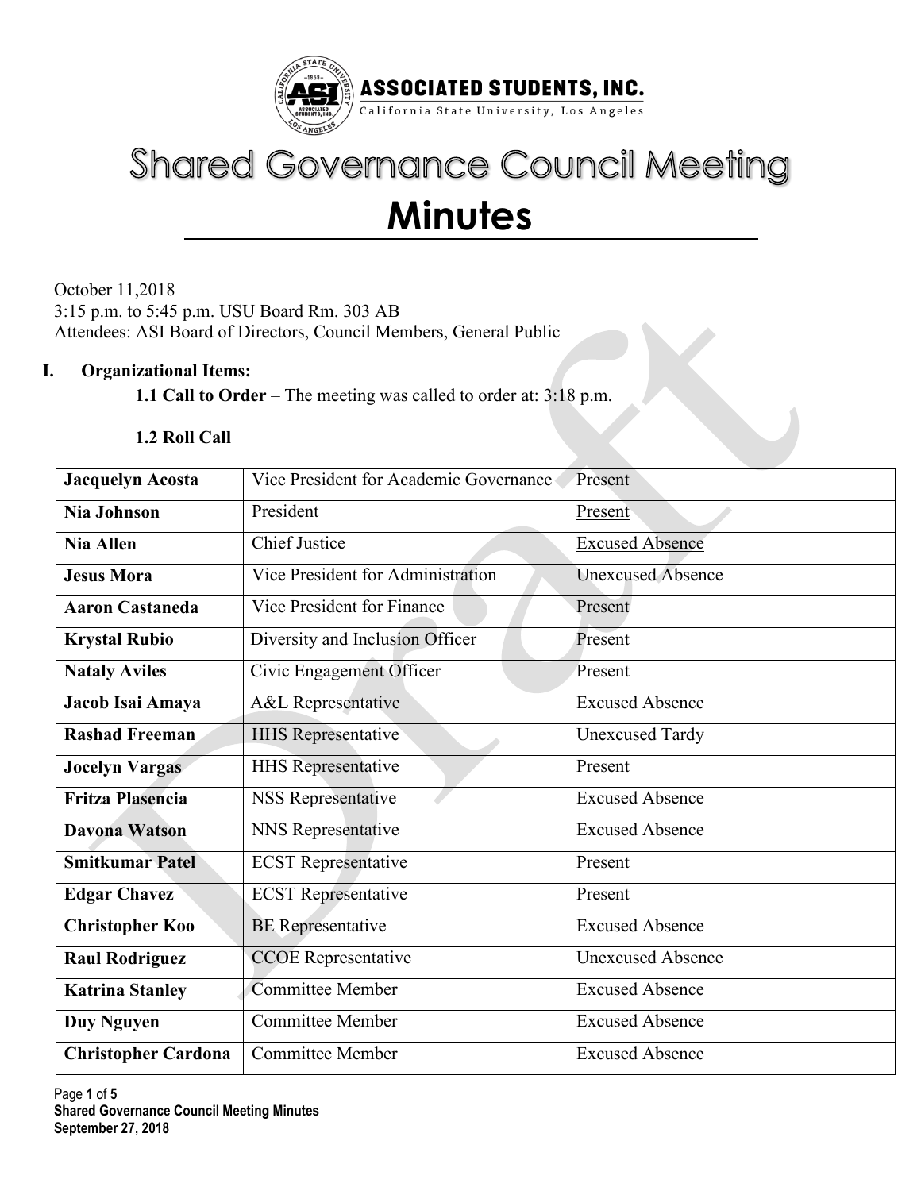**ASSOCIATED STUDENTS, INC.**
California State University, Los Angeles

# Shared Governance Council Meeting

# Minutes

October 11,2018
3:15 p.m. to 5:45 p.m. USU Board Rm. 303 AB
Attendees: ASI Board of Directors, Council Members, General Public

## I. Organizational Items:

**1.1 Call to Order** – The meeting was called to order at: 3:18 p.m.

**1.2 Roll Call**

| | | |
|---|---|---|
| **Jacquelyn Acosta** | Vice President for Academic Governance | Present |
| **Nia Johnson** | President | Present |
| **Nia Allen** | Chief Justice | Excused Absence |
| **Jesus Mora** | Vice President for Administration | Unexcused Absence |
| **Aaron Castaneda** | Vice President for Finance | Present |
| **Krystal Rubio** | Diversity and Inclusion Officer | Present |
| **Nataly Aviles** | Civic Engagement Officer | Present |
| **Jacob Isai Amaya** | A&L Representative | Excused Absence |
| **Rashad Freeman** | HHS Representative | Unexcused Tardy |
| **Jocelyn Vargas** | HHS Representative | Present |
| **Fritza Plasencia** | NSS Representative | Excused Absence |
| **Davona Watson** | NNS Representative | Excused Absence |
| **Smitkumar Patel** | ECST Representative | Present |
| **Edgar Chavez** | ECST Representative | Present |
| **Christopher Koo** | BE Representative | Excused Absence |
| **Raul Rodriguez** | CCOE Representative | Unexcused Absence |
| **Katrina Stanley** | Committee Member | Excused Absence |
| **Duy Nguyen** | Committee Member | Excused Absence |
| **Christopher Cardona** | Committee Member | Excused Absence |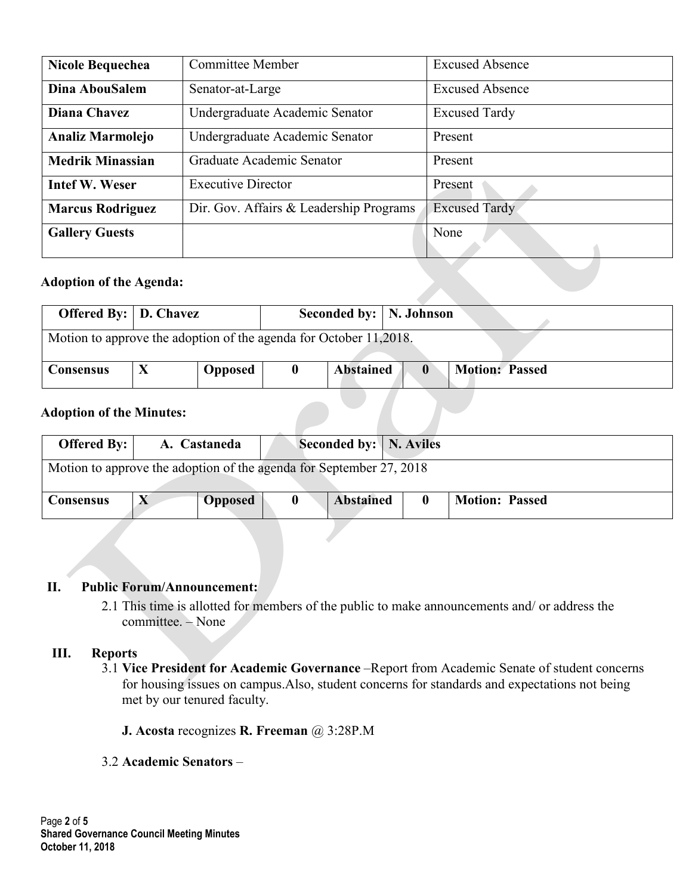| Nicole Bequechea | Committee Member | Excused Absence |
|---|---|---|
| **Dina AbouSalem** | Senator-at-Large | Excused Absence |
| **Diana Chavez** | Undergraduate Academic Senator | Excused Tardy |
| **Analiz Marmolejo** | Undergraduate Academic Senator | Present |
| **Medrik Minassian** | Graduate Academic Senator | Present |
| **Intef W. Weser** | Executive Director | Present |
| **Marcus Rodriguez** | Dir. Gov. Affairs & Leadership Programs | Excused Tardy |
| **Gallery Guests** | | None |

**Adoption of the Agenda:**

| **Offered By:** | **D. Chavez** | | **Seconded by:** | **N. Johnson** | | |
|---|---|---|---|---|---|---|
| Motion to approve the adoption of the agenda for October 11,2018. | | | | | | |
| **Consensus** | **X** | **Opposed** | **0** | **Abstained** | **0** | **Motion: Passed** |

**Adoption of the Minutes:**

| **Offered By:** | **A. Castaneda** | | **Seconded by:** | **N. Aviles** | | |
|---|---|---|---|---|---|---|
| Motion to approve the adoption of the agenda for September 27, 2018 | | | | | | |
| **Consensus** | **X** | **Opposed** | **0** | **Abstained** | **0** | **Motion: Passed** |

**II. Public Forum/Announcement:**

2.1 This time is allotted for members of the public to make announcements and/ or address the committee. – None

**III. Reports**

3.1 **Vice President for Academic Governance** –Report from Academic Senate of student concerns for housing issues on campus.Also, student concerns for standards and expectations not being met by our tenured faculty.

**J. Acosta** recognizes **R. Freeman** @ 3:28P.M

3.2 **Academic Senators** –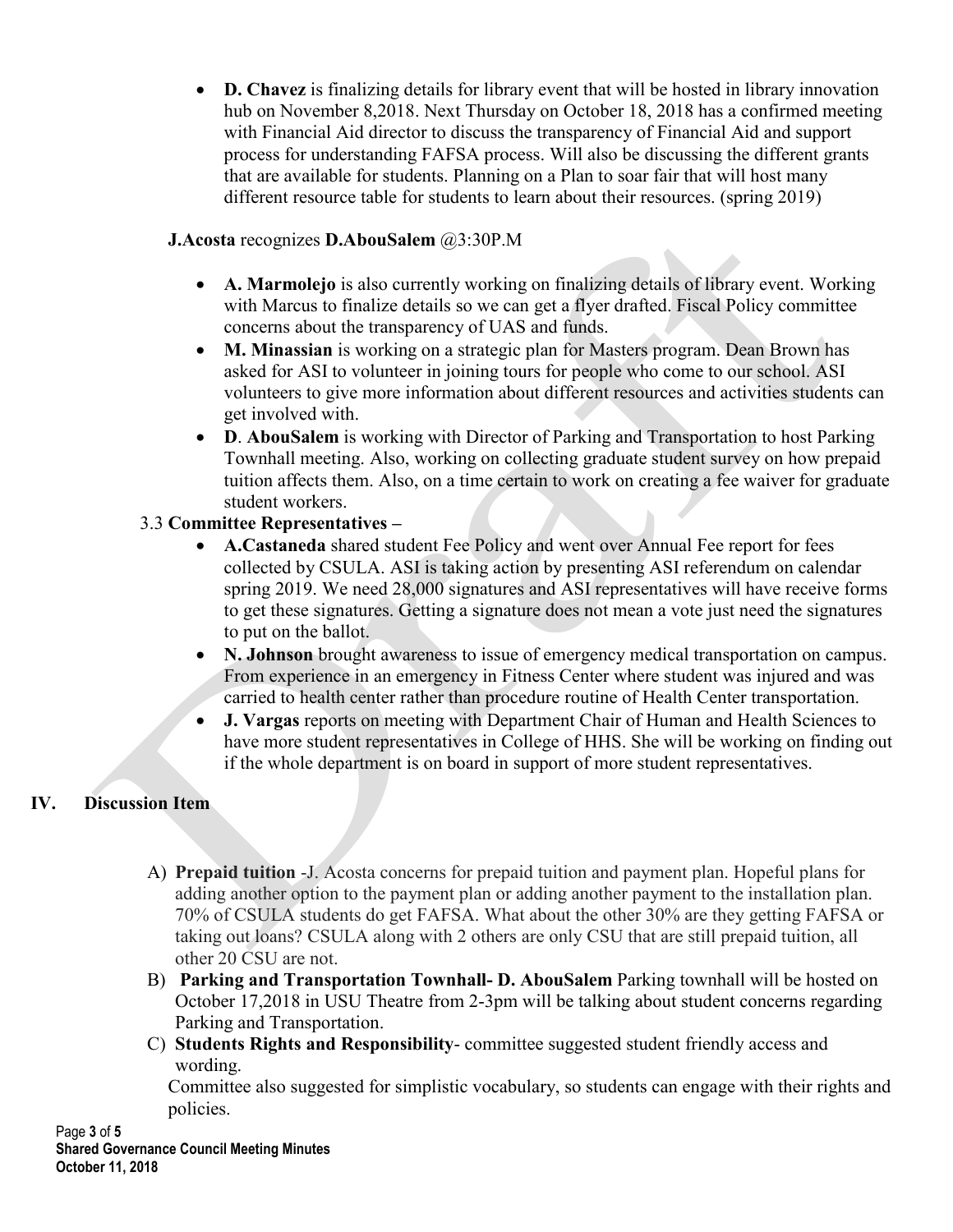- **D. Chavez** is finalizing details for library event that will be hosted in library innovation hub on November 8,2018. Next Thursday on October 18, 2018 has a confirmed meeting with Financial Aid director to discuss the transparency of Financial Aid and support process for understanding FAFSA process. Will also be discussing the different grants that are available for students. Planning on a Plan to soar fair that will host many different resource table for students to learn about their resources. (spring 2019)

**J.Acosta** recognizes **D.AbouSalem** @3:30P.M

- **A. Marmolejo** is also currently working on finalizing details of library event. Working with Marcus to finalize details so we can get a flyer drafted. Fiscal Policy committee concerns about the transparency of UAS and funds.
- **M. Minassian** is working on a strategic plan for Masters program. Dean Brown has asked for ASI to volunteer in joining tours for people who come to our school. ASI volunteers to give more information about different resources and activities students can get involved with.
- **D**. **AbouSalem** is working with Director of Parking and Transportation to host Parking Townhall meeting. Also, working on collecting graduate student survey on how prepaid tuition affects them. Also, on a time certain to work on creating a fee waiver for graduate student workers.

3.3 **Committee Representatives –**

- **A.Castaneda** shared student Fee Policy and went over Annual Fee report for fees collected by CSULA. ASI is taking action by presenting ASI referendum on calendar spring 2019. We need 28,000 signatures and ASI representatives will have receive forms to get these signatures. Getting a signature does not mean a vote just need the signatures to put on the ballot.
- **N. Johnson** brought awareness to issue of emergency medical transportation on campus. From experience in an emergency in Fitness Center where student was injured and was carried to health center rather than procedure routine of Health Center transportation.
- **J. Vargas** reports on meeting with Department Chair of Human and Health Sciences to have more student representatives in College of HHS. She will be working on finding out if the whole department is on board in support of more student representatives.

## IV. Discussion Item

A) **Prepaid tuition** -J. Acosta concerns for prepaid tuition and payment plan. Hopeful plans for adding another option to the payment plan or adding another payment to the installation plan. 70% of CSULA students do get FAFSA. What about the other 30% are they getting FAFSA or taking out loans? CSULA along with 2 others are only CSU that are still prepaid tuition, all other 20 CSU are not.

B) **Parking and Transportation Townhall- D. AbouSalem** Parking townhall will be hosted on October 17,2018 in USU Theatre from 2-3pm will be talking about student concerns regarding Parking and Transportation.

C) **Students Rights and Responsibility**- committee suggested student friendly access and wording.
Committee also suggested for simplistic vocabulary, so students can engage with their rights and policies.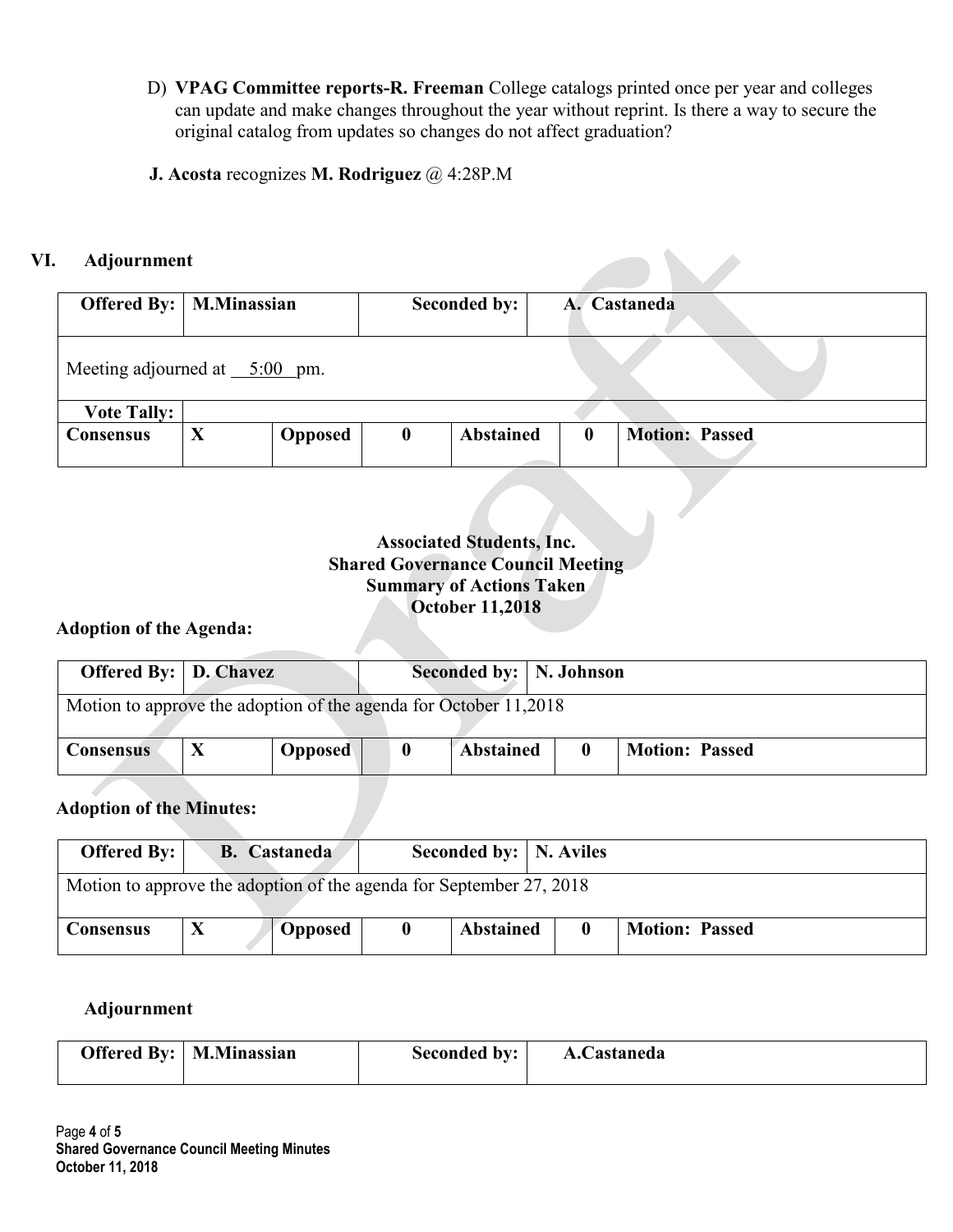D) **VPAG Committee reports-R. Freeman** College catalogs printed once per year and colleges can update and make changes throughout the year without reprint. Is there a way to secure the original catalog from updates so changes do not affect graduation?

**J. Acosta** recognizes **M. Rodriguez** @ 4:28P.M

## VI. Adjournment

| **Offered By:** | **M.Minassian** | | **Seconded by:** | | **A. Castaneda** | | |
|---|---|---|---|---|---|---|---|
| Meeting adjourned at 5:00 pm. | | | | | | | |
| **Vote Tally:** | | | | | | | |
| **Consensus** | **X** | **Opposed** | **0** | **Abstained** | | **0** | **Motion: Passed** |

**Associated Students, Inc.**
**Shared Governance Council Meeting**
**Summary of Actions Taken**
**October 11,2018**

**Adoption of the Agenda:**

| **Offered By:** | **D. Chavez** | | **Seconded by:** | | **N. Johnson** | |
|---|---|---|---|---|---|---|
| Motion to approve the adoption of the agenda for October 11,2018 | | | | | | |
| **Consensus** | **X** | **Opposed** | **0** | **Abstained** | **0** | **Motion: Passed** |

**Adoption of the Minutes:**

| **Offered By:** | **B. Castaneda** | | **Seconded by:** | | **N. Aviles** | |
|---|---|---|---|---|---|---|
| Motion to approve the adoption of the agenda for September 27, 2018 | | | | | | |
| **Consensus** | **X** | **Opposed** | **0** | **Abstained** | **0** | **Motion: Passed** |

**Adjournment**

| **Offered By:** | **M.Minassian** | **Seconded by:** | **A.Castaneda** |
|---|---|---|---|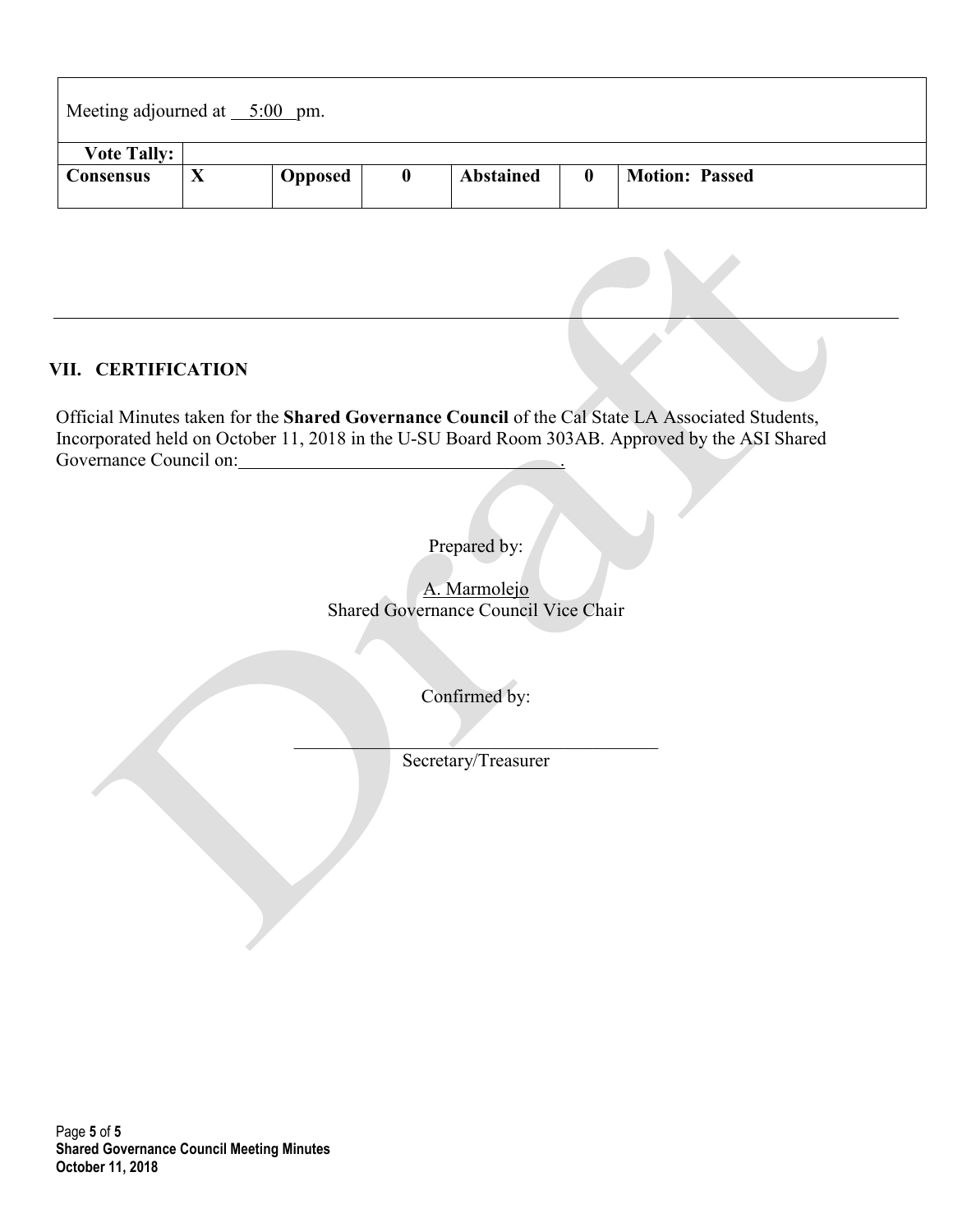| Meeting adjourned at 5:00 pm. | | | | | | |
|---|---|---|---|---|---|---|
| **Vote Tally:** | | | | | | |
| **Consensus** | **X** | **Opposed** | **0** | **Abstained** | **0** | **Motion: Passed** |

---

## VII. CERTIFICATION

Official Minutes taken for the **Shared Governance Council** of the Cal State LA Associated Students, Incorporated held on October 11, 2018 in the U-SU Board Room 303AB. Approved by the ASI Shared Governance Council on:____________________________________.

Prepared by:

A. Marmolejo
Shared Governance Council Vice Chair

Confirmed by:

________________________________________
Secretary/Treasurer